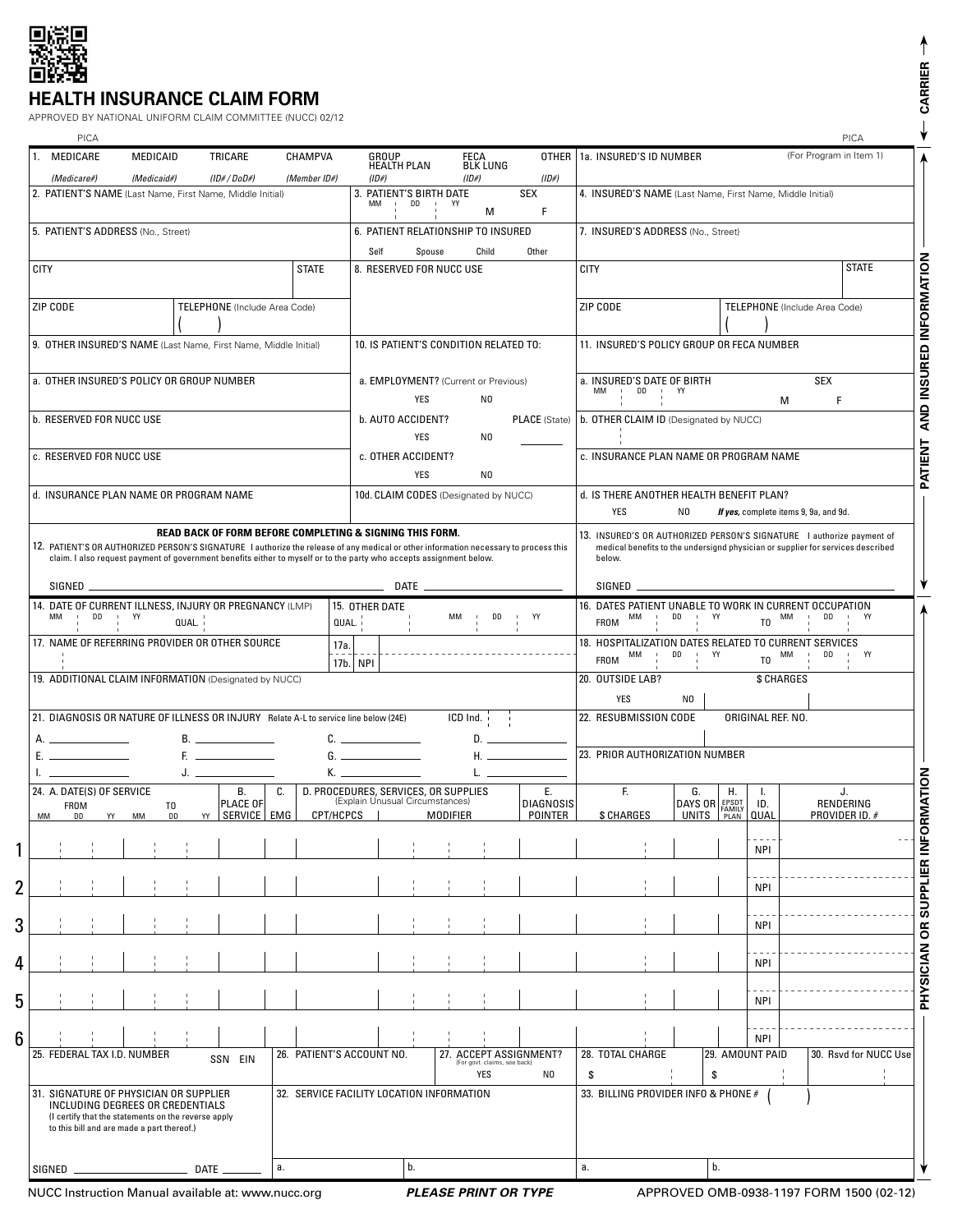# HEALTH INSURANCE CLAIM FORM

APPROVED BY NATIONAL UNIFORM CLAIM COMMITTEE (NUCC) 02/12

PICA | PICA

CARRIER

## PATIENT AND INSURED INFORMATION

| | |
|---|---|
| 1. MEDICARE (Medicare#) MEDICAID (Medicaid#) TRICARE (ID#/DoD#) CHAMPVA (Member ID#) GROUP HEALTH PLAN (ID#) FECA BLK LUNG (ID#) OTHER (ID#) | 1a. INSURED'S ID NUMBER (For Program in Item 1) |
| 2. PATIENT'S NAME (Last Name, First Name, Middle Initial) | 3. PATIENT'S BIRTH DATE MM DD YY — SEX M F |
| 4. INSURED'S NAME (Last Name, First Name, Middle Initial) | |
| 5. PATIENT'S ADDRESS (No., Street) | 6. PATIENT RELATIONSHIP TO INSURED Self Spouse Child Other |
| 7. INSURED'S ADDRESS (No., Street) | |
| CITY — STATE | 8. RESERVED FOR NUCC USE |
| CITY — STATE (Insured) | |
| ZIP CODE — TELEPHONE (Include Area Code) ( ) | ZIP CODE — TELEPHONE (Include Area Code) ( ) (Insured) |
| 9. OTHER INSURED'S NAME (Last Name, First Name, Middle Initial) | 10. IS PATIENT'S CONDITION RELATED TO: |
| 11. INSURED'S POLICY GROUP OR FECA NUMBER | |
| a. OTHER INSURED'S POLICY OR GROUP NUMBER | a. EMPLOYMENT? (Current or Previous) YES NO |
| a. INSURED'S DATE OF BIRTH MM DD YY — SEX M F | |
| b. RESERVED FOR NUCC USE | b. AUTO ACCIDENT? YES NO — PLACE (State) |
| b. OTHER CLAIM ID (Designated by NUCC) | |
| c. RESERVED FOR NUCC USE | c. OTHER ACCIDENT? YES NO |
| c. INSURANCE PLAN NAME OR PROGRAM NAME | |
| d. INSURANCE PLAN NAME OR PROGRAM NAME | 10d. CLAIM CODES (Designated by NUCC) |
| d. IS THERE ANOTHER HEALTH BENEFIT PLAN? YES NO *If yes, complete items 9, 9a, and 9d.* | |

**READ BACK OF FORM BEFORE COMPLETING & SIGNING THIS FORM.**

12. PATIENT'S OR AUTHORIZED PERSON'S SIGNATURE I authorize the release of any medical or other information necessary to process this claim. I also request payment of government benefits either to myself or to the party who accepts assignment below.

SIGNED ______________ DATE ______________

13. INSURED'S OR AUTHORIZED PERSON'S SIGNATURE I authorize payment of medical benefits to the undersignd physician or supplier for services described below.

SIGNED ______________

## PHYSICIAN OR SUPPLIER INFORMATION

| | |
|---|---|
| 14. DATE OF CURRENT ILLNESS, INJURY OR PREGNANCY (LMP) MM DD YY QUAL. | 15. OTHER DATE QUAL. MM DD YY |
| 16. DATES PATIENT UNABLE TO WORK IN CURRENT OCCUPATION FROM MM DD YY TO MM DD YY | |
| 17. NAME OF REFERRING PROVIDER OR OTHER SOURCE | 17a. 17b. NPI |
| 18. HOSPITALIZATION DATES RELATED TO CURRENT SERVICES FROM MM DD YY TO MM DD YY | |
| 19. ADDITIONAL CLAIM INFORMATION (Designated by NUCC) | 20. OUTSIDE LAB? YES NO — $ CHARGES |
| 21. DIAGNOSIS OR NATURE OF ILLNESS OR INJURY Relate A-L to service line below (24E) ICD Ind. | 22. RESUBMISSION CODE — ORIGINAL REF. NO. |
| A. ____ B. ____ C. ____ D. ____ | |
| E. ____ F. ____ G. ____ H. ____ | 23. PRIOR AUTHORIZATION NUMBER |
| I. ____ J. ____ K. ____ L. ____ | |

| | 24. A. DATE(S) OF SERVICE FROM MM DD YY TO MM DD YY | B. PLACE OF SERVICE | C. EMG | D. PROCEDURES, SERVICES, OR SUPPLIES (Explain Unusual Circumstances) CPT/HCPCS MODIFIER | E. DIAGNOSIS POINTER | F. $ CHARGES | G. DAYS OR UNITS | H. EPSDT FAMILY PLAN | I. ID. QUAL | J. RENDERING PROVIDER ID. # |
|---|---|---|---|---|---|---|---|---|---|---|
| 1 | | | | | | | | | NPI | |
| 2 | | | | | | | | | NPI | |
| 3 | | | | | | | | | NPI | |
| 4 | | | | | | | | | NPI | |
| 5 | | | | | | | | | NPI | |
| 6 | | | | | | | | | NPI | |

| | | | | | |
|---|---|---|---|---|---|
| 25. FEDERAL TAX I.D. NUMBER SSN EIN | 26. PATIENT'S ACCOUNT NO. | 27. ACCEPT ASSIGNMENT? (For govt. claims, see back) YES NO | 28. TOTAL CHARGE $ | 29. AMOUNT PAID $ | 30. Rsvd for NUCC Use |
| 31. SIGNATURE OF PHYSICIAN OR SUPPLIER INCLUDING DEGREES OR CREDENTIALS (I certify that the statements on the reverse apply to this bill and are made a part thereof.) SIGNED ______ DATE ______ | 32. SERVICE FACILITY LOCATION INFORMATION a. b. | | 33. BILLING PROVIDER INFO & PHONE # ( ) a. b. | | |

NUCC Instruction Manual available at: www.nucc.org | ***PLEASE PRINT OR TYPE*** | APPROVED OMB-0938-1197 FORM 1500 (02-12)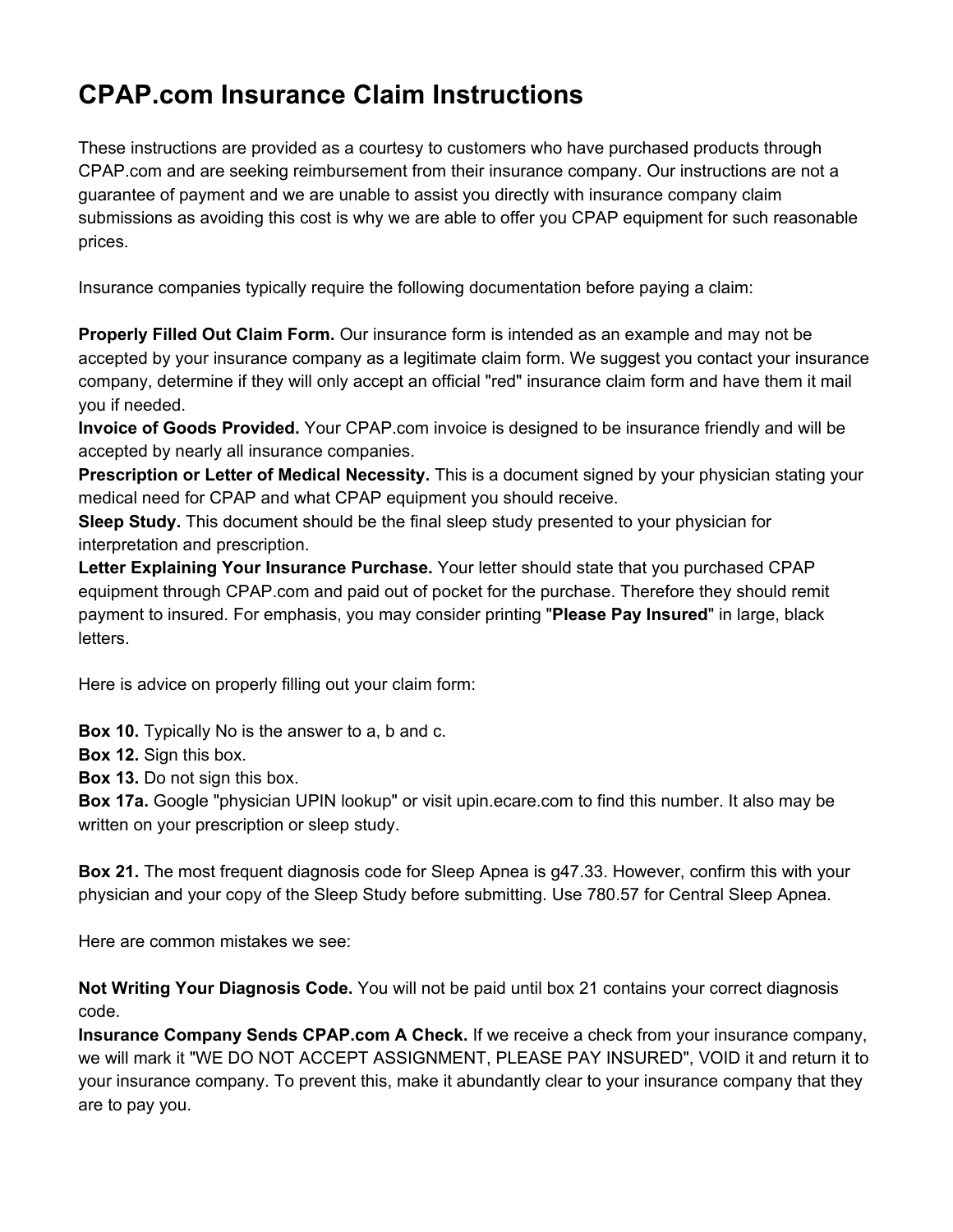# CPAP.com Insurance Claim Instructions

These instructions are provided as a courtesy to customers who have purchased products through CPAP.com and are seeking reimbursement from their insurance company. Our instructions are not a guarantee of payment and we are unable to assist you directly with insurance company claim submissions as avoiding this cost is why we are able to offer you CPAP equipment for such reasonable prices.

Insurance companies typically require the following documentation before paying a claim:

**Properly Filled Out Claim Form.** Our insurance form is intended as an example and may not be accepted by your insurance company as a legitimate claim form. We suggest you contact your insurance company, determine if they will only accept an official "red" insurance claim form and have them it mail you if needed.
**Invoice of Goods Provided.** Your CPAP.com invoice is designed to be insurance friendly and will be accepted by nearly all insurance companies.
**Prescription or Letter of Medical Necessity.** This is a document signed by your physician stating your medical need for CPAP and what CPAP equipment you should receive.
**Sleep Study.** This document should be the final sleep study presented to your physician for interpretation and prescription.
**Letter Explaining Your Insurance Purchase.** Your letter should state that you purchased CPAP equipment through CPAP.com and paid out of pocket for the purchase. Therefore they should remit payment to insured. For emphasis, you may consider printing "**Please Pay Insured**" in large, black letters.

Here is advice on properly filling out your claim form:

**Box 10.** Typically No is the answer to a, b and c.
**Box 12.** Sign this box.
**Box 13.** Do not sign this box.
**Box 17a.** Google "physician UPIN lookup" or visit upin.ecare.com to find this number. It also may be written on your prescription or sleep study.

**Box 21.** The most frequent diagnosis code for Sleep Apnea is g47.33. However, confirm this with your physician and your copy of the Sleep Study before submitting. Use 780.57 for Central Sleep Apnea.

Here are common mistakes we see:

**Not Writing Your Diagnosis Code.** You will not be paid until box 21 contains your correct diagnosis code.
**Insurance Company Sends CPAP.com A Check.** If we receive a check from your insurance company, we will mark it "WE DO NOT ACCEPT ASSIGNMENT, PLEASE PAY INSURED", VOID it and return it to your insurance company. To prevent this, make it abundantly clear to your insurance company that they are to pay you.